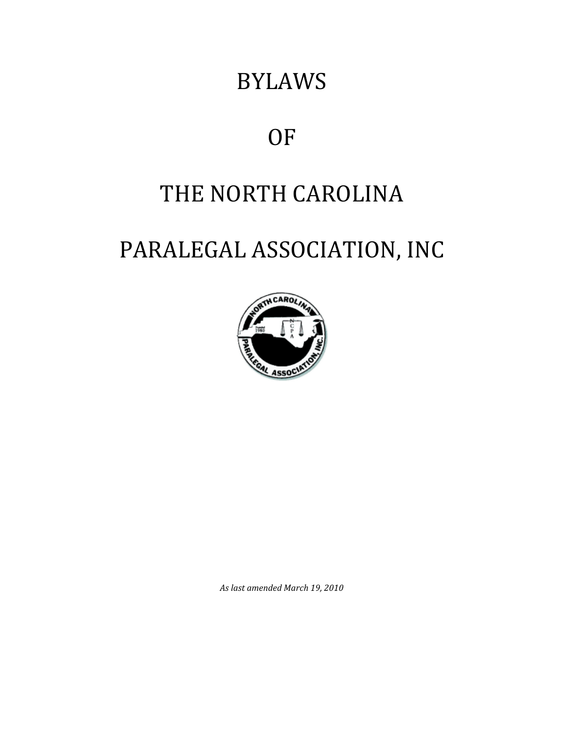# BYLAWS

# OF

# THE NORTH CAROLINA

# PARALEGAL ASSOCIATION, INC

*As last amended March 19, 2010*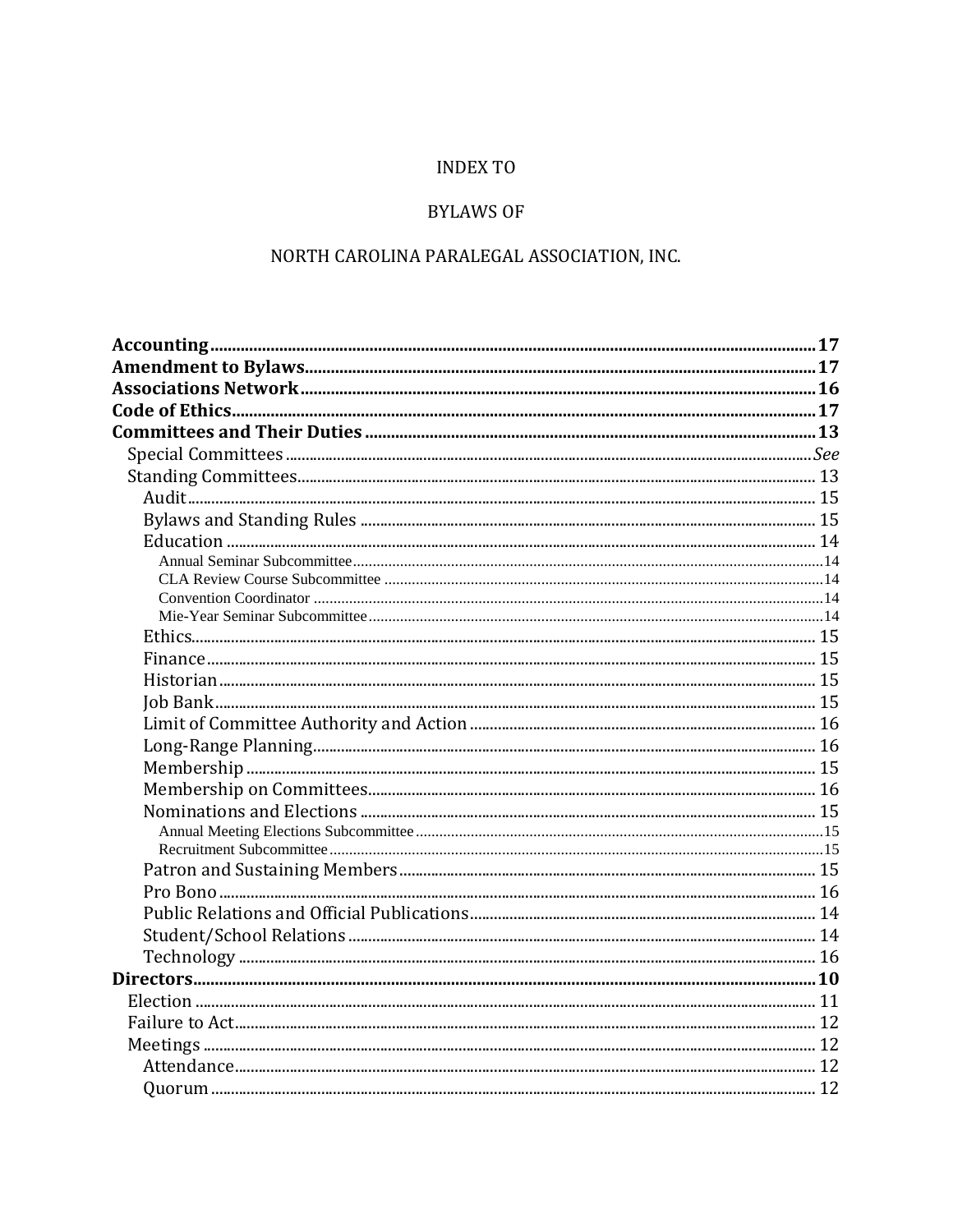INDEX TO

BYLAWS OF

NORTH CAROLINA PARALEGAL ASSOCIATION, INC.

**Accounting** .......... **17**
**Amendment to Bylaws** .......... **17**
**Associations Network** .......... **16**
**Code of Ethics** .......... **17**
**Committees and Their Duties** .......... **13**
- Special Committees .......... *See*
- Standing Committees .......... 13
  - Audit .......... 15
  - Bylaws and Standing Rules .......... 15
  - Education .......... 14
    - Annual Seminar Subcommittee .......... 14
    - CLA Review Course Subcommittee .......... 14
    - Convention Coordinator .......... 14
    - Mie-Year Seminar Subcommittee .......... 14
  - Ethics .......... 15
  - Finance .......... 15
  - Historian .......... 15
  - Job Bank .......... 15
  - Limit of Committee Authority and Action .......... 16
  - Long-Range Planning .......... 16
  - Membership .......... 15
  - Membership on Committees .......... 16
  - Nominations and Elections .......... 15
    - Annual Meeting Elections Subcommittee .......... 15
    - Recruitment Subcommittee .......... 15
  - Patron and Sustaining Members .......... 15
  - Pro Bono .......... 16
  - Public Relations and Official Publications .......... 14
  - Student/School Relations .......... 14
  - Technology .......... 16

**Directors** .......... **10**
- Election .......... 11
- Failure to Act .......... 12
- Meetings .......... 12
  - Attendance .......... 12
  - Quorum .......... 12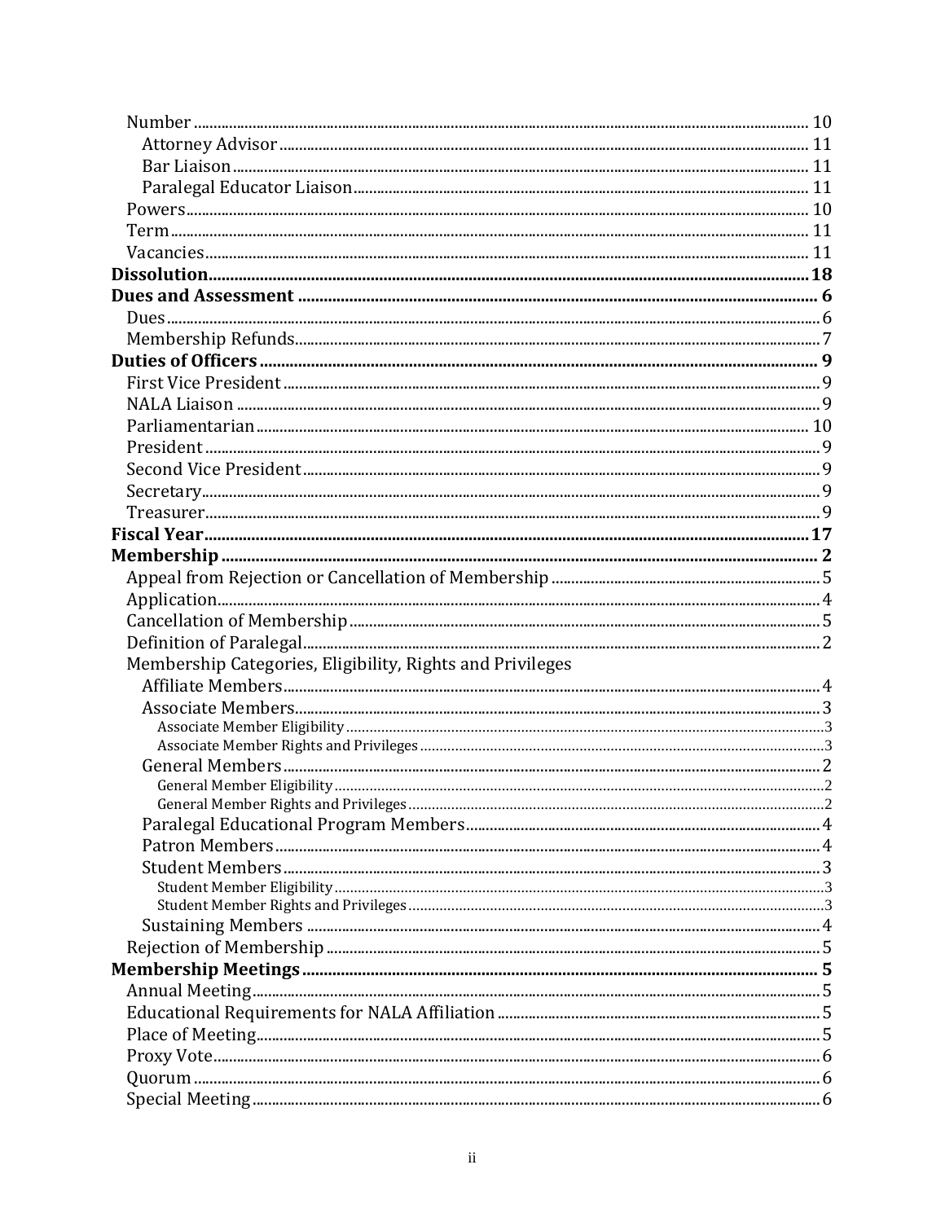Number ... 10
- Attorney Advisor ... 11
- Bar Liaison ... 11
- Paralegal Educator Liaison ... 11

Powers ... 10
Term ... 11
Vacancies ... 11

**Dissolution ... 18**

**Dues and Assessment ... 6**
- Dues ... 6
- Membership Refunds ... 7

**Duties of Officers ... 9**
- First Vice President ... 9
- NALA Liaison ... 9
- Parliamentarian ... 10
- President ... 9
- Second Vice President ... 9
- Secretary ... 9
- Treasurer ... 9

**Fiscal Year ... 17**

**Membership ... 2**
- Appeal from Rejection or Cancellation of Membership ... 5
- Application ... 4
- Cancellation of Membership ... 5
- Definition of Paralegal ... 2
- Membership Categories, Eligibility, Rights and Privileges
  - Affiliate Members ... 4
  - Associate Members ... 3
    - Associate Member Eligibility ... 3
    - Associate Member Rights and Privileges ... 3
  - General Members ... 2
    - General Member Eligibility ... 2
    - General Member Rights and Privileges ... 2
  - Paralegal Educational Program Members ... 4
  - Patron Members ... 4
  - Student Members ... 3
    - Student Member Eligibility ... 3
    - Student Member Rights and Privileges ... 3
  - Sustaining Members ... 4
- Rejection of Membership ... 5

**Membership Meetings ... 5**
- Annual Meeting ... 5
- Educational Requirements for NALA Affiliation ... 5
- Place of Meeting ... 5
- Proxy Vote ... 6
- Quorum ... 6
- Special Meeting ... 6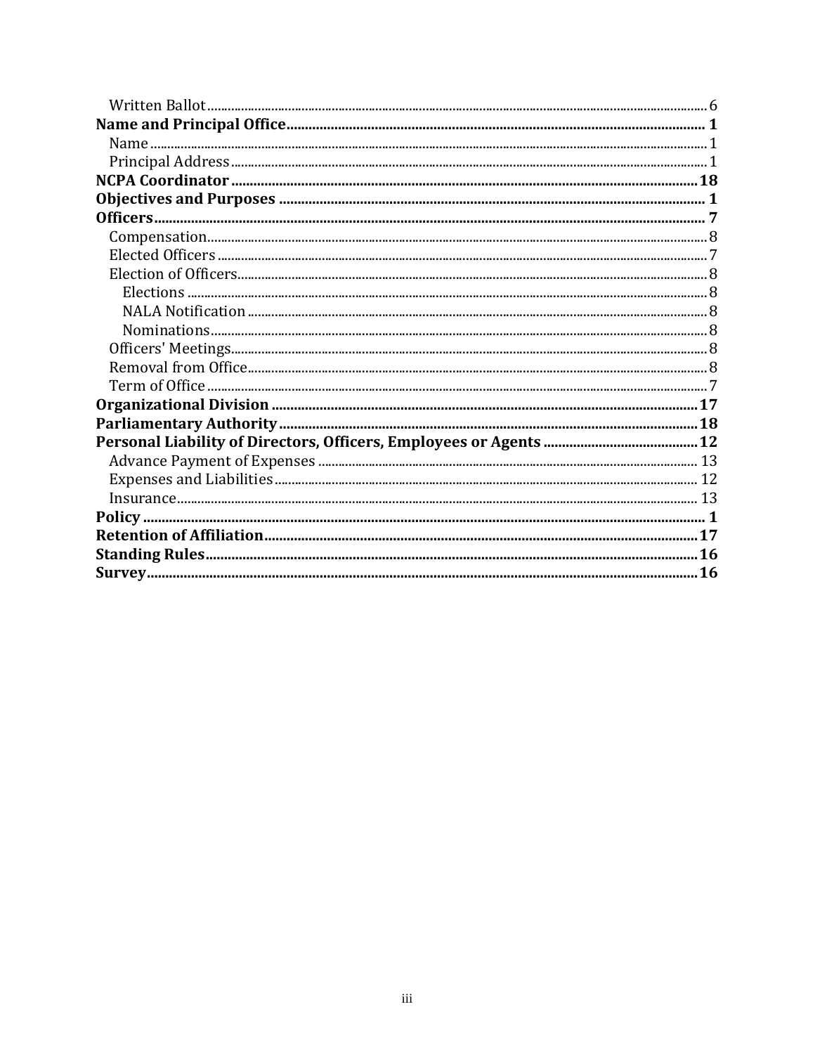Written Ballot ........ 6

**Name and Principal Office ........ 1**

Name ........ 1

Principal Address ........ 1

**NCPA Coordinator ........ 18**

**Objectives and Purposes ........ 1**

**Officers ........ 7**

Compensation ........ 8

Elected Officers ........ 7

Election of Officers ........ 8

Elections ........ 8

NALA Notification ........ 8

Nominations ........ 8

Officers' Meetings ........ 8

Removal from Office ........ 8

Term of Office ........ 7

**Organizational Division ........ 17**

**Parliamentary Authority ........ 18**

**Personal Liability of Directors, Officers, Employees or Agents ........ 12**

Advance Payment of Expenses ........ 13

Expenses and Liabilities ........ 12

Insurance ........ 13

**Policy ........ 1**

**Retention of Affiliation ........ 17**

**Standing Rules ........ 16**

**Survey ........ 16**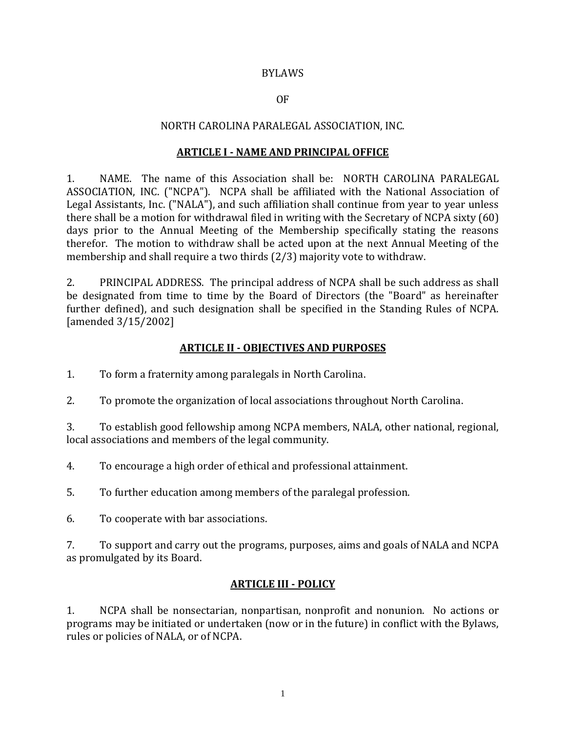# BYLAWS

# OF

# NORTH CAROLINA PARALEGAL ASSOCIATION, INC.

## ARTICLE I - NAME AND PRINCIPAL OFFICE

1. NAME. The name of this Association shall be: NORTH CAROLINA PARALEGAL ASSOCIATION, INC. ("NCPA"). NCPA shall be affiliated with the National Association of Legal Assistants, Inc. ("NALA"), and such affiliation shall continue from year to year unless there shall be a motion for withdrawal filed in writing with the Secretary of NCPA sixty (60) days prior to the Annual Meeting of the Membership specifically stating the reasons therefor. The motion to withdraw shall be acted upon at the next Annual Meeting of the membership and shall require a two thirds (2/3) majority vote to withdraw.

2. PRINCIPAL ADDRESS. The principal address of NCPA shall be such address as shall be designated from time to time by the Board of Directors (the "Board" as hereinafter further defined), and such designation shall be specified in the Standing Rules of NCPA. [amended 3/15/2002]

## ARTICLE II - OBJECTIVES AND PURPOSES

1. To form a fraternity among paralegals in North Carolina.

2. To promote the organization of local associations throughout North Carolina.

3. To establish good fellowship among NCPA members, NALA, other national, regional, local associations and members of the legal community.

4. To encourage a high order of ethical and professional attainment.

5. To further education among members of the paralegal profession.

6. To cooperate with bar associations.

7. To support and carry out the programs, purposes, aims and goals of NALA and NCPA as promulgated by its Board.

## ARTICLE III - POLICY

1. NCPA shall be nonsectarian, nonpartisan, nonprofit and nonunion. No actions or programs may be initiated or undertaken (now or in the future) in conflict with the Bylaws, rules or policies of NALA, or of NCPA.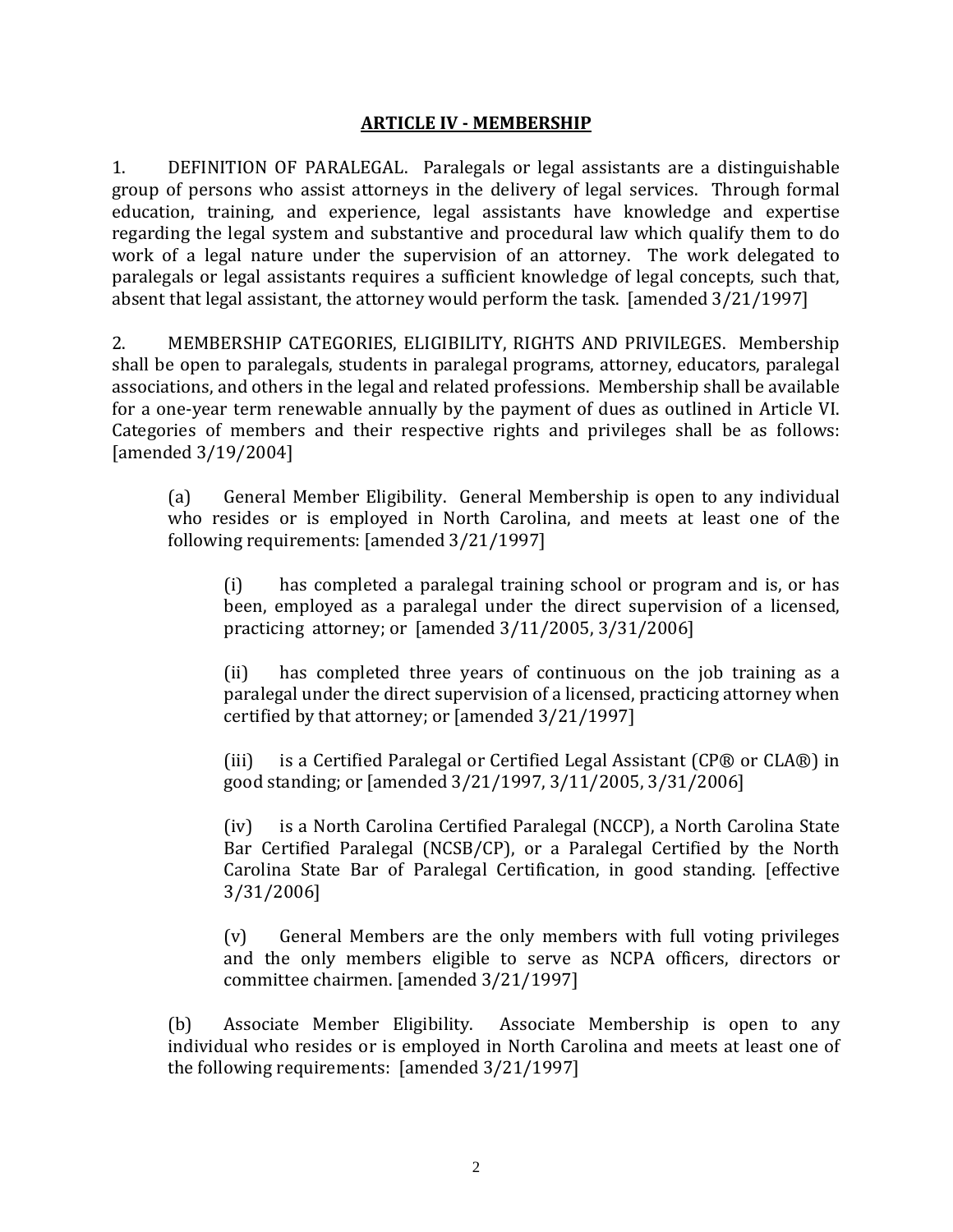## ARTICLE IV - MEMBERSHIP

1. DEFINITION OF PARALEGAL. Paralegals or legal assistants are a distinguishable group of persons who assist attorneys in the delivery of legal services. Through formal education, training, and experience, legal assistants have knowledge and expertise regarding the legal system and substantive and procedural law which qualify them to do work of a legal nature under the supervision of an attorney. The work delegated to paralegals or legal assistants requires a sufficient knowledge of legal concepts, such that, absent that legal assistant, the attorney would perform the task. [amended 3/21/1997]

2. MEMBERSHIP CATEGORIES, ELIGIBILITY, RIGHTS AND PRIVILEGES. Membership shall be open to paralegals, students in paralegal programs, attorney, educators, paralegal associations, and others in the legal and related professions. Membership shall be available for a one-year term renewable annually by the payment of dues as outlined in Article VI. Categories of members and their respective rights and privileges shall be as follows: [amended 3/19/2004]

> (a) General Member Eligibility. General Membership is open to any individual who resides or is employed in North Carolina, and meets at least one of the following requirements: [amended 3/21/1997]
>
> > (i) has completed a paralegal training school or program and is, or has been, employed as a paralegal under the direct supervision of a licensed, practicing attorney; or [amended 3/11/2005, 3/31/2006]
> >
> > (ii) has completed three years of continuous on the job training as a paralegal under the direct supervision of a licensed, practicing attorney when certified by that attorney; or [amended 3/21/1997]
> >
> > (iii) is a Certified Paralegal or Certified Legal Assistant (CP® or CLA®) in good standing; or [amended 3/21/1997, 3/11/2005, 3/31/2006]
> >
> > (iv) is a North Carolina Certified Paralegal (NCCP), a North Carolina State Bar Certified Paralegal (NCSB/CP), or a Paralegal Certified by the North Carolina State Bar of Paralegal Certification, in good standing. [effective 3/31/2006]
> >
> > (v) General Members are the only members with full voting privileges and the only members eligible to serve as NCPA officers, directors or committee chairmen. [amended 3/21/1997]
>
> (b) Associate Member Eligibility. Associate Membership is open to any individual who resides or is employed in North Carolina and meets at least one of the following requirements: [amended 3/21/1997]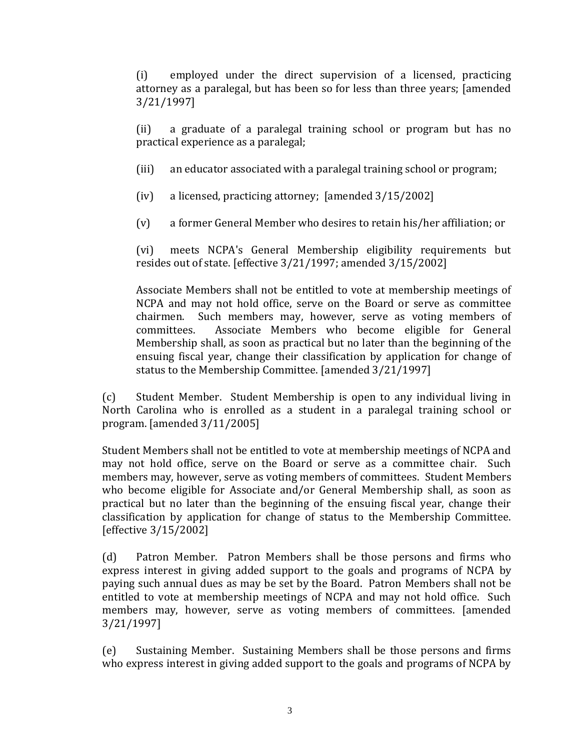(i) employed under the direct supervision of a licensed, practicing attorney as a paralegal, but has been so for less than three years; [amended 3/21/1997]

(ii) a graduate of a paralegal training school or program but has no practical experience as a paralegal;

(iii) an educator associated with a paralegal training school or program;

(iv) a licensed, practicing attorney; [amended 3/15/2002]

(v) a former General Member who desires to retain his/her affiliation; or

(vi) meets NCPA's General Membership eligibility requirements but resides out of state. [effective 3/21/1997; amended 3/15/2002]

Associate Members shall not be entitled to vote at membership meetings of NCPA and may not hold office, serve on the Board or serve as committee chairmen. Such members may, however, serve as voting members of committees. Associate Members who become eligible for General Membership shall, as soon as practical but no later than the beginning of the ensuing fiscal year, change their classification by application for change of status to the Membership Committee. [amended 3/21/1997]

(c) Student Member. Student Membership is open to any individual living in North Carolina who is enrolled as a student in a paralegal training school or program. [amended 3/11/2005]

Student Members shall not be entitled to vote at membership meetings of NCPA and may not hold office, serve on the Board or serve as a committee chair. Such members may, however, serve as voting members of committees. Student Members who become eligible for Associate and/or General Membership shall, as soon as practical but no later than the beginning of the ensuing fiscal year, change their classification by application for change of status to the Membership Committee. [effective 3/15/2002]

(d) Patron Member. Patron Members shall be those persons and firms who express interest in giving added support to the goals and programs of NCPA by paying such annual dues as may be set by the Board. Patron Members shall not be entitled to vote at membership meetings of NCPA and may not hold office. Such members may, however, serve as voting members of committees. [amended 3/21/1997]

(e) Sustaining Member. Sustaining Members shall be those persons and firms who express interest in giving added support to the goals and programs of NCPA by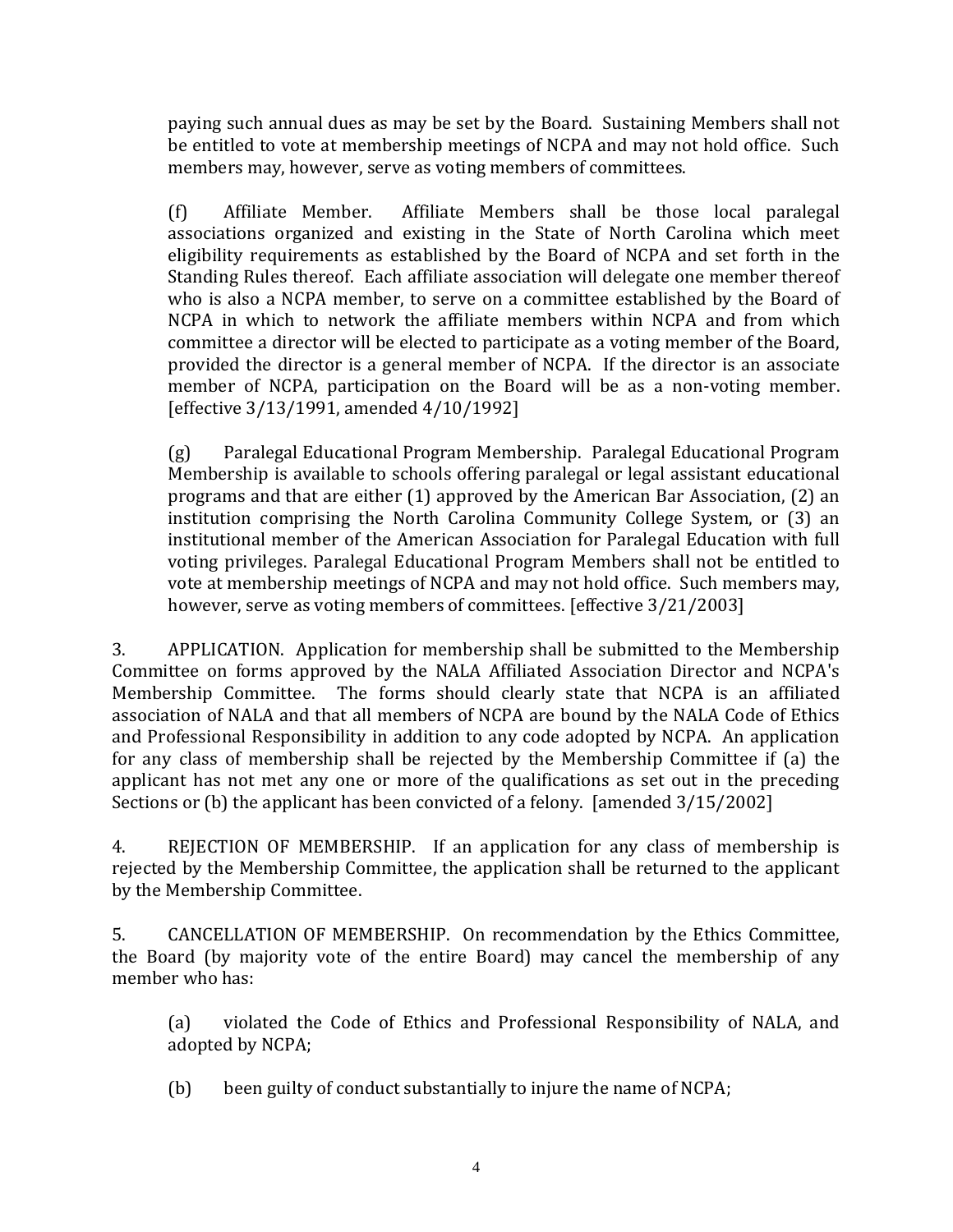paying such annual dues as may be set by the Board. Sustaining Members shall not be entitled to vote at membership meetings of NCPA and may not hold office. Such members may, however, serve as voting members of committees.

(f) Affiliate Member. Affiliate Members shall be those local paralegal associations organized and existing in the State of North Carolina which meet eligibility requirements as established by the Board of NCPA and set forth in the Standing Rules thereof. Each affiliate association will delegate one member thereof who is also a NCPA member, to serve on a committee established by the Board of NCPA in which to network the affiliate members within NCPA and from which committee a director will be elected to participate as a voting member of the Board, provided the director is a general member of NCPA. If the director is an associate member of NCPA, participation on the Board will be as a non-voting member. [effective 3/13/1991, amended 4/10/1992]

(g) Paralegal Educational Program Membership. Paralegal Educational Program Membership is available to schools offering paralegal or legal assistant educational programs and that are either (1) approved by the American Bar Association, (2) an institution comprising the North Carolina Community College System, or (3) an institutional member of the American Association for Paralegal Education with full voting privileges. Paralegal Educational Program Members shall not be entitled to vote at membership meetings of NCPA and may not hold office. Such members may, however, serve as voting members of committees. [effective 3/21/2003]

3. APPLICATION. Application for membership shall be submitted to the Membership Committee on forms approved by the NALA Affiliated Association Director and NCPA's Membership Committee. The forms should clearly state that NCPA is an affiliated association of NALA and that all members of NCPA are bound by the NALA Code of Ethics and Professional Responsibility in addition to any code adopted by NCPA. An application for any class of membership shall be rejected by the Membership Committee if (a) the applicant has not met any one or more of the qualifications as set out in the preceding Sections or (b) the applicant has been convicted of a felony. [amended 3/15/2002]

4. REJECTION OF MEMBERSHIP. If an application for any class of membership is rejected by the Membership Committee, the application shall be returned to the applicant by the Membership Committee.

5. CANCELLATION OF MEMBERSHIP. On recommendation by the Ethics Committee, the Board (by majority vote of the entire Board) may cancel the membership of any member who has:

(a) violated the Code of Ethics and Professional Responsibility of NALA, and adopted by NCPA;

(b) been guilty of conduct substantially to injure the name of NCPA;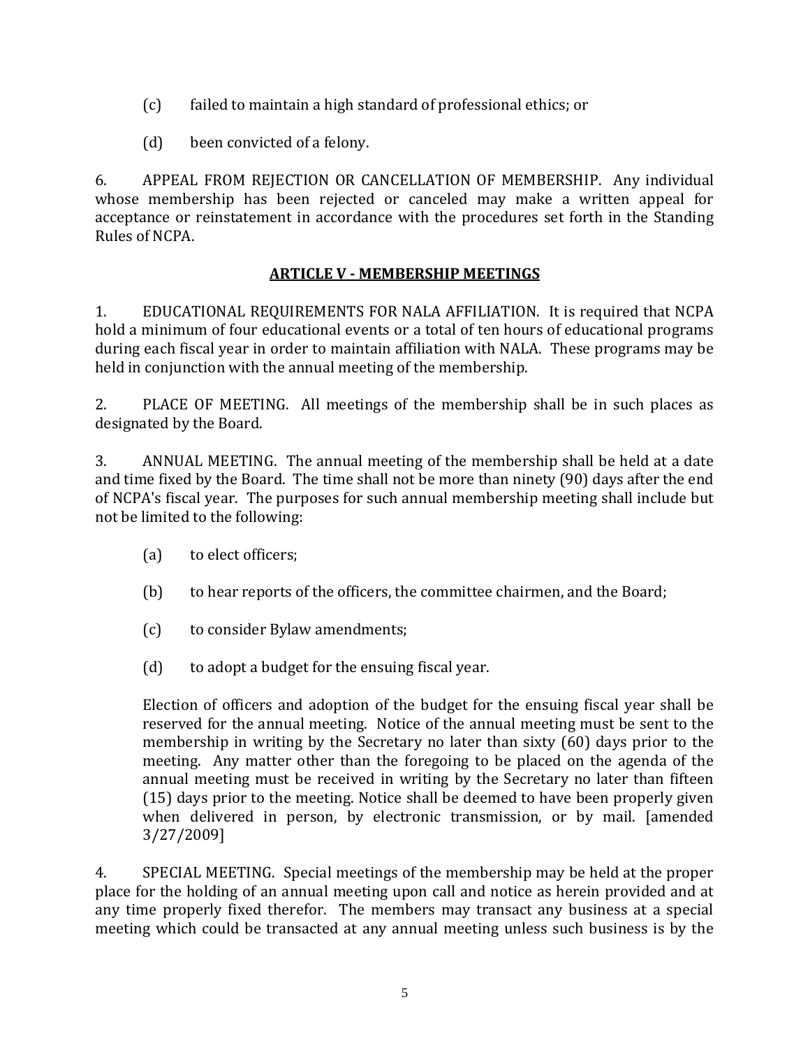(c) failed to maintain a high standard of professional ethics; or

(d) been convicted of a felony.

6. APPEAL FROM REJECTION OR CANCELLATION OF MEMBERSHIP. Any individual whose membership has been rejected or canceled may make a written appeal for acceptance or reinstatement in accordance with the procedures set forth in the Standing Rules of NCPA.

## ARTICLE V - MEMBERSHIP MEETINGS

1. EDUCATIONAL REQUIREMENTS FOR NALA AFFILIATION. It is required that NCPA hold a minimum of four educational events or a total of ten hours of educational programs during each fiscal year in order to maintain affiliation with NALA. These programs may be held in conjunction with the annual meeting of the membership.

2. PLACE OF MEETING. All meetings of the membership shall be in such places as designated by the Board.

3. ANNUAL MEETING. The annual meeting of the membership shall be held at a date and time fixed by the Board. The time shall not be more than ninety (90) days after the end of NCPA's fiscal year. The purposes for such annual membership meeting shall include but not be limited to the following:

(a) to elect officers;

(b) to hear reports of the officers, the committee chairmen, and the Board;

(c) to consider Bylaw amendments;

(d) to adopt a budget for the ensuing fiscal year.

Election of officers and adoption of the budget for the ensuing fiscal year shall be reserved for the annual meeting. Notice of the annual meeting must be sent to the membership in writing by the Secretary no later than sixty (60) days prior to the meeting. Any matter other than the foregoing to be placed on the agenda of the annual meeting must be received in writing by the Secretary no later than fifteen (15) days prior to the meeting. Notice shall be deemed to have been properly given when delivered in person, by electronic transmission, or by mail. [amended 3/27/2009]

4. SPECIAL MEETING. Special meetings of the membership may be held at the proper place for the holding of an annual meeting upon call and notice as herein provided and at any time properly fixed therefor. The members may transact any business at a special meeting which could be transacted at any annual meeting unless such business is by the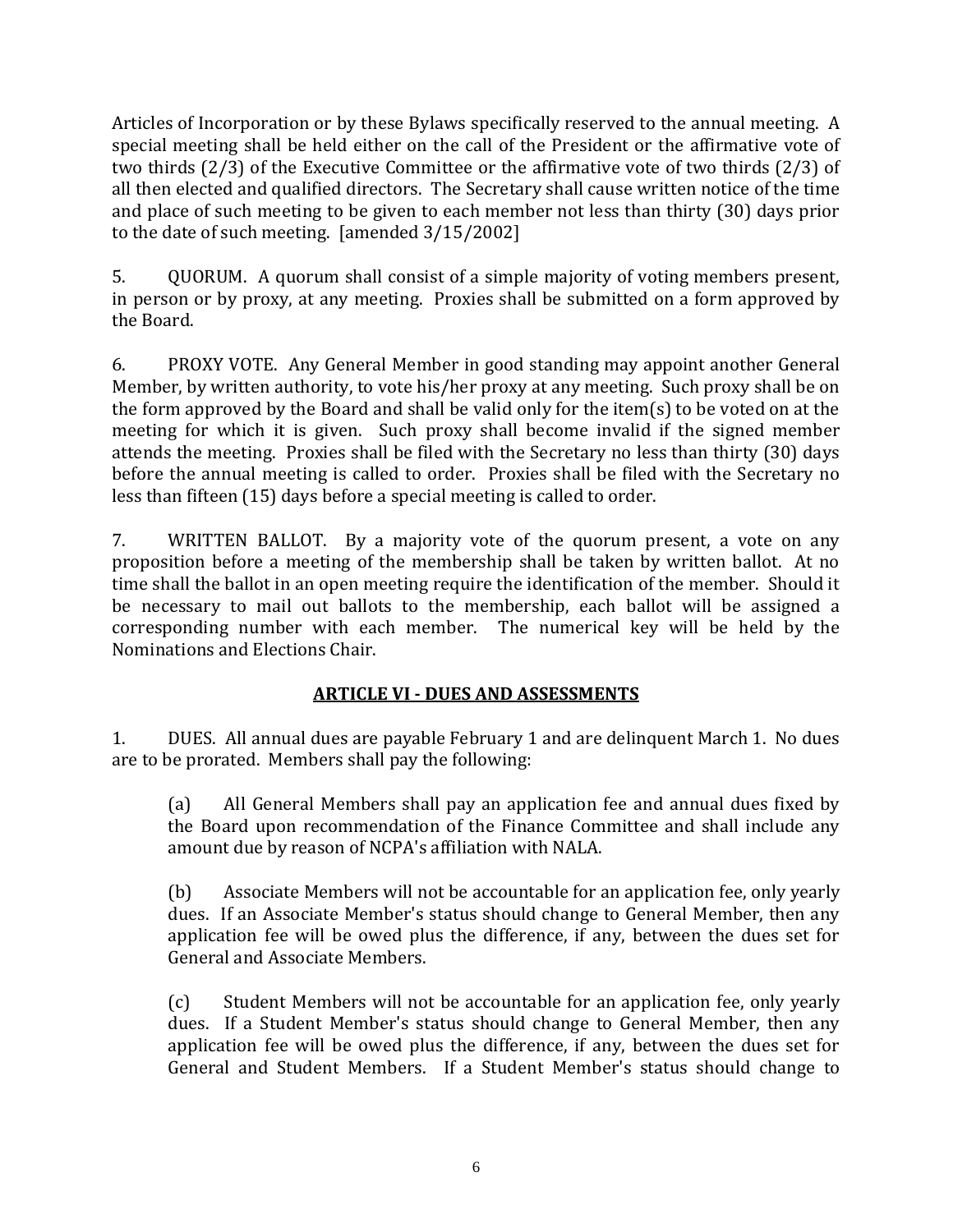Articles of Incorporation or by these Bylaws specifically reserved to the annual meeting. A special meeting shall be held either on the call of the President or the affirmative vote of two thirds (2/3) of the Executive Committee or the affirmative vote of two thirds (2/3) of all then elected and qualified directors. The Secretary shall cause written notice of the time and place of such meeting to be given to each member not less than thirty (30) days prior to the date of such meeting. [amended 3/15/2002]

5. QUORUM. A quorum shall consist of a simple majority of voting members present, in person or by proxy, at any meeting. Proxies shall be submitted on a form approved by the Board.

6. PROXY VOTE. Any General Member in good standing may appoint another General Member, by written authority, to vote his/her proxy at any meeting. Such proxy shall be on the form approved by the Board and shall be valid only for the item(s) to be voted on at the meeting for which it is given. Such proxy shall become invalid if the signed member attends the meeting. Proxies shall be filed with the Secretary no less than thirty (30) days before the annual meeting is called to order. Proxies shall be filed with the Secretary no less than fifteen (15) days before a special meeting is called to order.

7. WRITTEN BALLOT. By a majority vote of the quorum present, a vote on any proposition before a meeting of the membership shall be taken by written ballot. At no time shall the ballot in an open meeting require the identification of the member. Should it be necessary to mail out ballots to the membership, each ballot will be assigned a corresponding number with each member. The numerical key will be held by the Nominations and Elections Chair.

## ARTICLE VI - DUES AND ASSESSMENTS

1. DUES. All annual dues are payable February 1 and are delinquent March 1. No dues are to be prorated. Members shall pay the following:

(a) All General Members shall pay an application fee and annual dues fixed by the Board upon recommendation of the Finance Committee and shall include any amount due by reason of NCPA's affiliation with NALA.

(b) Associate Members will not be accountable for an application fee, only yearly dues. If an Associate Member's status should change to General Member, then any application fee will be owed plus the difference, if any, between the dues set for General and Associate Members.

(c) Student Members will not be accountable for an application fee, only yearly dues. If a Student Member's status should change to General Member, then any application fee will be owed plus the difference, if any, between the dues set for General and Student Members. If a Student Member's status should change to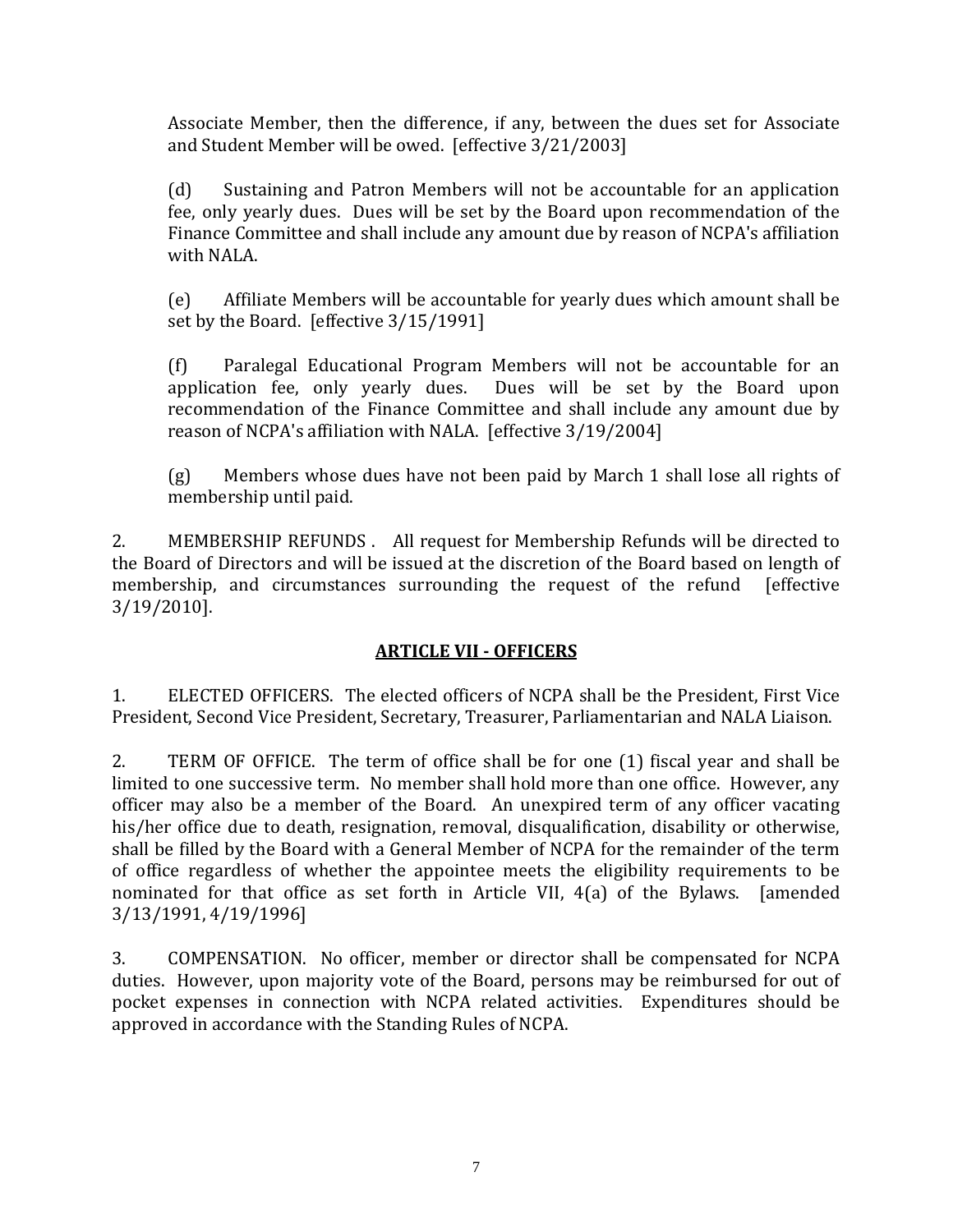Associate Member, then the difference, if any, between the dues set for Associate and Student Member will be owed. [effective 3/21/2003]

(d) Sustaining and Patron Members will not be accountable for an application fee, only yearly dues. Dues will be set by the Board upon recommendation of the Finance Committee and shall include any amount due by reason of NCPA's affiliation with NALA.

(e) Affiliate Members will be accountable for yearly dues which amount shall be set by the Board. [effective 3/15/1991]

(f) Paralegal Educational Program Members will not be accountable for an application fee, only yearly dues. Dues will be set by the Board upon recommendation of the Finance Committee and shall include any amount due by reason of NCPA's affiliation with NALA. [effective 3/19/2004]

(g) Members whose dues have not been paid by March 1 shall lose all rights of membership until paid.

2. MEMBERSHIP REFUNDS . All request for Membership Refunds will be directed to the Board of Directors and will be issued at the discretion of the Board based on length of membership, and circumstances surrounding the request of the refund [effective 3/19/2010].

## ARTICLE VII - OFFICERS

1. ELECTED OFFICERS. The elected officers of NCPA shall be the President, First Vice President, Second Vice President, Secretary, Treasurer, Parliamentarian and NALA Liaison.

2. TERM OF OFFICE. The term of office shall be for one (1) fiscal year and shall be limited to one successive term. No member shall hold more than one office. However, any officer may also be a member of the Board. An unexpired term of any officer vacating his/her office due to death, resignation, removal, disqualification, disability or otherwise, shall be filled by the Board with a General Member of NCPA for the remainder of the term of office regardless of whether the appointee meets the eligibility requirements to be nominated for that office as set forth in Article VII, 4(a) of the Bylaws. [amended 3/13/1991, 4/19/1996]

3. COMPENSATION. No officer, member or director shall be compensated for NCPA duties. However, upon majority vote of the Board, persons may be reimbursed for out of pocket expenses in connection with NCPA related activities. Expenditures should be approved in accordance with the Standing Rules of NCPA.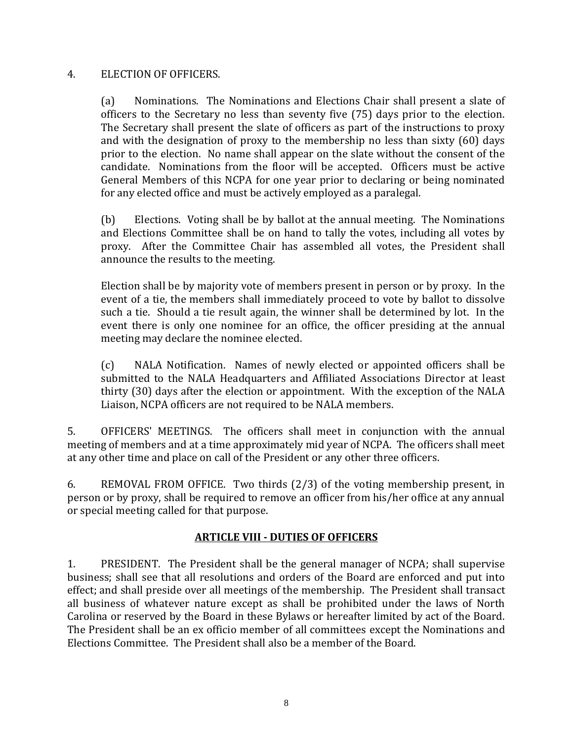4. ELECTION OF OFFICERS.

(a) Nominations. The Nominations and Elections Chair shall present a slate of officers to the Secretary no less than seventy five (75) days prior to the election. The Secretary shall present the slate of officers as part of the instructions to proxy and with the designation of proxy to the membership no less than sixty (60) days prior to the election. No name shall appear on the slate without the consent of the candidate. Nominations from the floor will be accepted. Officers must be active General Members of this NCPA for one year prior to declaring or being nominated for any elected office and must be actively employed as a paralegal.

(b) Elections. Voting shall be by ballot at the annual meeting. The Nominations and Elections Committee shall be on hand to tally the votes, including all votes by proxy. After the Committee Chair has assembled all votes, the President shall announce the results to the meeting.

Election shall be by majority vote of members present in person or by proxy. In the event of a tie, the members shall immediately proceed to vote by ballot to dissolve such a tie. Should a tie result again, the winner shall be determined by lot. In the event there is only one nominee for an office, the officer presiding at the annual meeting may declare the nominee elected.

(c) NALA Notification. Names of newly elected or appointed officers shall be submitted to the NALA Headquarters and Affiliated Associations Director at least thirty (30) days after the election or appointment. With the exception of the NALA Liaison, NCPA officers are not required to be NALA members.

5. OFFICERS' MEETINGS. The officers shall meet in conjunction with the annual meeting of members and at a time approximately mid year of NCPA. The officers shall meet at any other time and place on call of the President or any other three officers.

6. REMOVAL FROM OFFICE. Two thirds (2/3) of the voting membership present, in person or by proxy, shall be required to remove an officer from his/her office at any annual or special meeting called for that purpose.

## ARTICLE VIII - DUTIES OF OFFICERS

1. PRESIDENT. The President shall be the general manager of NCPA; shall supervise business; shall see that all resolutions and orders of the Board are enforced and put into effect; and shall preside over all meetings of the membership. The President shall transact all business of whatever nature except as shall be prohibited under the laws of North Carolina or reserved by the Board in these Bylaws or hereafter limited by act of the Board. The President shall be an ex officio member of all committees except the Nominations and Elections Committee. The President shall also be a member of the Board.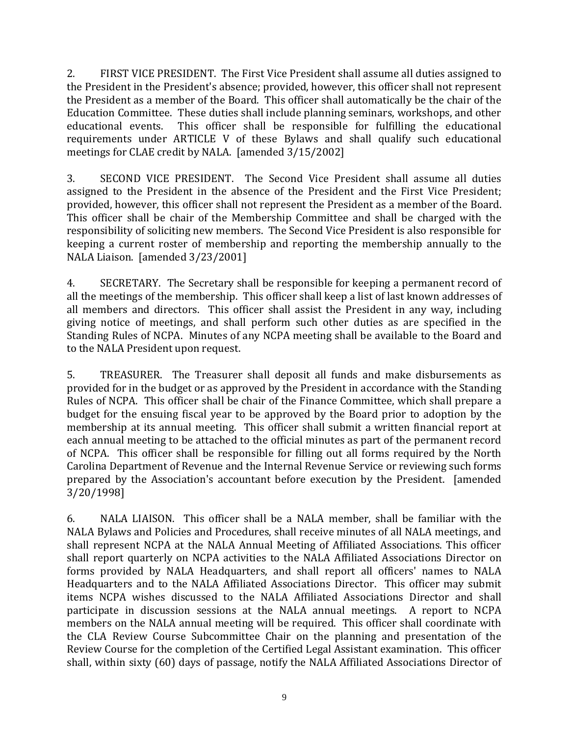2. FIRST VICE PRESIDENT. The First Vice President shall assume all duties assigned to the President in the President's absence; provided, however, this officer shall not represent the President as a member of the Board. This officer shall automatically be the chair of the Education Committee. These duties shall include planning seminars, workshops, and other educational events. This officer shall be responsible for fulfilling the educational requirements under ARTICLE V of these Bylaws and shall qualify such educational meetings for CLAE credit by NALA. [amended 3/15/2002]

3. SECOND VICE PRESIDENT. The Second Vice President shall assume all duties assigned to the President in the absence of the President and the First Vice President; provided, however, this officer shall not represent the President as a member of the Board. This officer shall be chair of the Membership Committee and shall be charged with the responsibility of soliciting new members. The Second Vice President is also responsible for keeping a current roster of membership and reporting the membership annually to the NALA Liaison. [amended 3/23/2001]

4. SECRETARY. The Secretary shall be responsible for keeping a permanent record of all the meetings of the membership. This officer shall keep a list of last known addresses of all members and directors. This officer shall assist the President in any way, including giving notice of meetings, and shall perform such other duties as are specified in the Standing Rules of NCPA. Minutes of any NCPA meeting shall be available to the Board and to the NALA President upon request.

5. TREASURER. The Treasurer shall deposit all funds and make disbursements as provided for in the budget or as approved by the President in accordance with the Standing Rules of NCPA. This officer shall be chair of the Finance Committee, which shall prepare a budget for the ensuing fiscal year to be approved by the Board prior to adoption by the membership at its annual meeting. This officer shall submit a written financial report at each annual meeting to be attached to the official minutes as part of the permanent record of NCPA. This officer shall be responsible for filling out all forms required by the North Carolina Department of Revenue and the Internal Revenue Service or reviewing such forms prepared by the Association's accountant before execution by the President. [amended 3/20/1998]

6. NALA LIAISON. This officer shall be a NALA member, shall be familiar with the NALA Bylaws and Policies and Procedures, shall receive minutes of all NALA meetings, and shall represent NCPA at the NALA Annual Meeting of Affiliated Associations. This officer shall report quarterly on NCPA activities to the NALA Affiliated Associations Director on forms provided by NALA Headquarters, and shall report all officers' names to NALA Headquarters and to the NALA Affiliated Associations Director. This officer may submit items NCPA wishes discussed to the NALA Affiliated Associations Director and shall participate in discussion sessions at the NALA annual meetings. A report to NCPA members on the NALA annual meeting will be required. This officer shall coordinate with the CLA Review Course Subcommittee Chair on the planning and presentation of the Review Course for the completion of the Certified Legal Assistant examination. This officer shall, within sixty (60) days of passage, notify the NALA Affiliated Associations Director of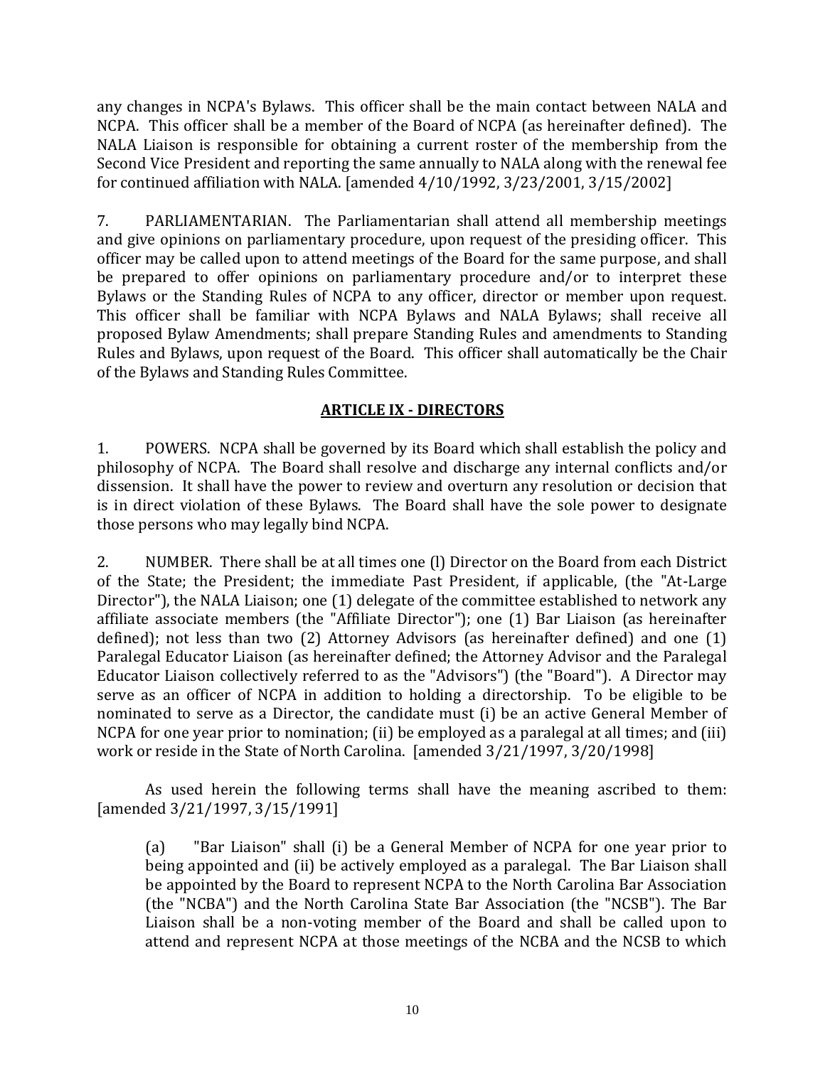any changes in NCPA's Bylaws. This officer shall be the main contact between NALA and NCPA. This officer shall be a member of the Board of NCPA (as hereinafter defined). The NALA Liaison is responsible for obtaining a current roster of the membership from the Second Vice President and reporting the same annually to NALA along with the renewal fee for continued affiliation with NALA. [amended 4/10/1992, 3/23/2001, 3/15/2002]

7. PARLIAMENTARIAN. The Parliamentarian shall attend all membership meetings and give opinions on parliamentary procedure, upon request of the presiding officer. This officer may be called upon to attend meetings of the Board for the same purpose, and shall be prepared to offer opinions on parliamentary procedure and/or to interpret these Bylaws or the Standing Rules of NCPA to any officer, director or member upon request. This officer shall be familiar with NCPA Bylaws and NALA Bylaws; shall receive all proposed Bylaw Amendments; shall prepare Standing Rules and amendments to Standing Rules and Bylaws, upon request of the Board. This officer shall automatically be the Chair of the Bylaws and Standing Rules Committee.

## ARTICLE IX - DIRECTORS

1. POWERS. NCPA shall be governed by its Board which shall establish the policy and philosophy of NCPA. The Board shall resolve and discharge any internal conflicts and/or dissension. It shall have the power to review and overturn any resolution or decision that is in direct violation of these Bylaws. The Board shall have the sole power to designate those persons who may legally bind NCPA.

2. NUMBER. There shall be at all times one (l) Director on the Board from each District of the State; the President; the immediate Past President, if applicable, (the "At-Large Director"), the NALA Liaison; one (1) delegate of the committee established to network any affiliate associate members (the "Affiliate Director"); one (1) Bar Liaison (as hereinafter defined); not less than two (2) Attorney Advisors (as hereinafter defined) and one (1) Paralegal Educator Liaison (as hereinafter defined; the Attorney Advisor and the Paralegal Educator Liaison collectively referred to as the "Advisors") (the "Board"). A Director may serve as an officer of NCPA in addition to holding a directorship. To be eligible to be nominated to serve as a Director, the candidate must (i) be an active General Member of NCPA for one year prior to nomination; (ii) be employed as a paralegal at all times; and (iii) work or reside in the State of North Carolina. [amended 3/21/1997, 3/20/1998]

As used herein the following terms shall have the meaning ascribed to them: [amended 3/21/1997, 3/15/1991]

(a) "Bar Liaison" shall (i) be a General Member of NCPA for one year prior to being appointed and (ii) be actively employed as a paralegal. The Bar Liaison shall be appointed by the Board to represent NCPA to the North Carolina Bar Association (the "NCBA") and the North Carolina State Bar Association (the "NCSB"). The Bar Liaison shall be a non-voting member of the Board and shall be called upon to attend and represent NCPA at those meetings of the NCBA and the NCSB to which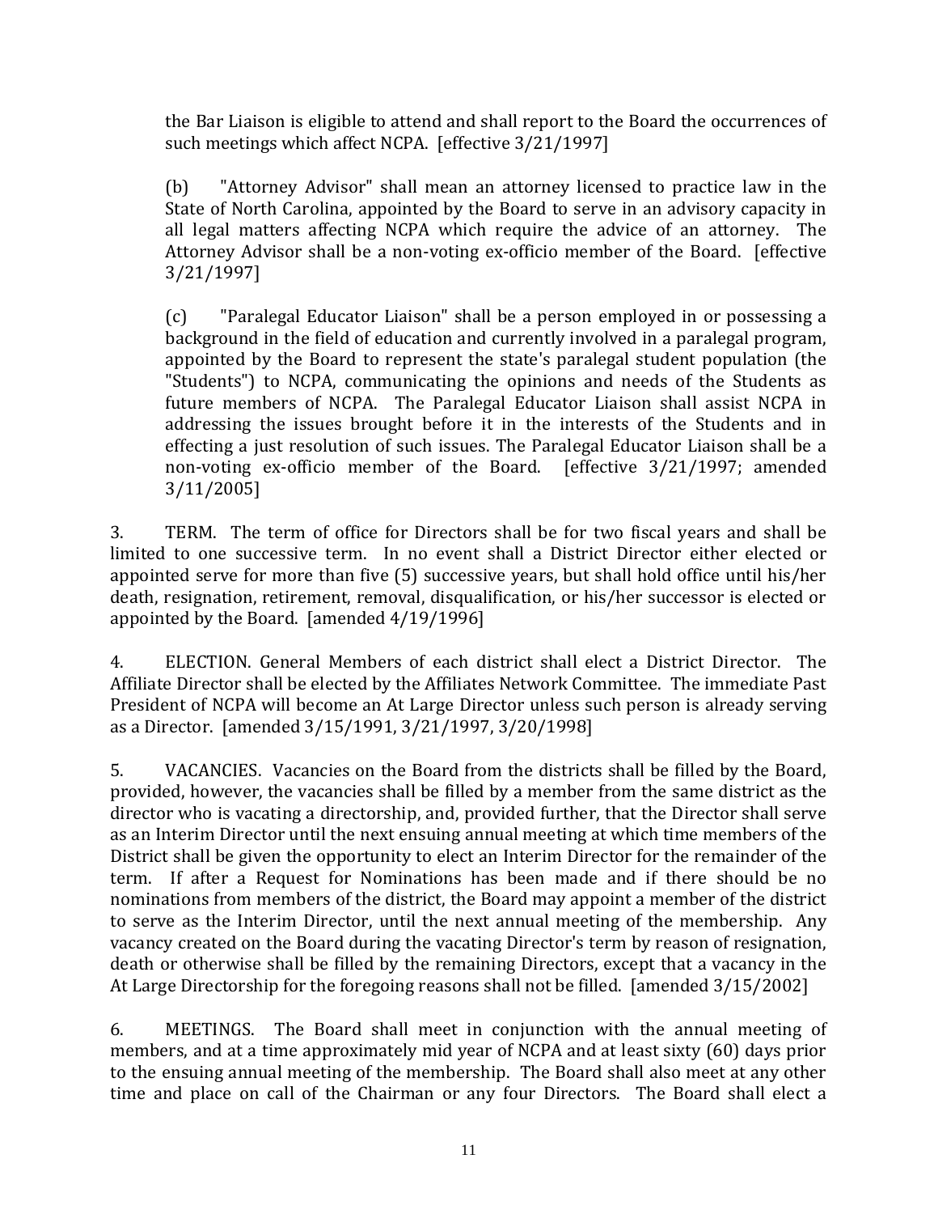the Bar Liaison is eligible to attend and shall report to the Board the occurrences of such meetings which affect NCPA. [effective 3/21/1997]

(b) "Attorney Advisor" shall mean an attorney licensed to practice law in the State of North Carolina, appointed by the Board to serve in an advisory capacity in all legal matters affecting NCPA which require the advice of an attorney. The Attorney Advisor shall be a non-voting ex-officio member of the Board. [effective 3/21/1997]

(c) "Paralegal Educator Liaison" shall be a person employed in or possessing a background in the field of education and currently involved in a paralegal program, appointed by the Board to represent the state's paralegal student population (the "Students") to NCPA, communicating the opinions and needs of the Students as future members of NCPA. The Paralegal Educator Liaison shall assist NCPA in addressing the issues brought before it in the interests of the Students and in effecting a just resolution of such issues. The Paralegal Educator Liaison shall be a non-voting ex-officio member of the Board. [effective 3/21/1997; amended 3/11/2005]

3. TERM. The term of office for Directors shall be for two fiscal years and shall be limited to one successive term. In no event shall a District Director either elected or appointed serve for more than five (5) successive years, but shall hold office until his/her death, resignation, retirement, removal, disqualification, or his/her successor is elected or appointed by the Board. [amended 4/19/1996]

4. ELECTION. General Members of each district shall elect a District Director. The Affiliate Director shall be elected by the Affiliates Network Committee. The immediate Past President of NCPA will become an At Large Director unless such person is already serving as a Director. [amended 3/15/1991, 3/21/1997, 3/20/1998]

5. VACANCIES. Vacancies on the Board from the districts shall be filled by the Board, provided, however, the vacancies shall be filled by a member from the same district as the director who is vacating a directorship, and, provided further, that the Director shall serve as an Interim Director until the next ensuing annual meeting at which time members of the District shall be given the opportunity to elect an Interim Director for the remainder of the term. If after a Request for Nominations has been made and if there should be no nominations from members of the district, the Board may appoint a member of the district to serve as the Interim Director, until the next annual meeting of the membership. Any vacancy created on the Board during the vacating Director's term by reason of resignation, death or otherwise shall be filled by the remaining Directors, except that a vacancy in the At Large Directorship for the foregoing reasons shall not be filled. [amended 3/15/2002]

6. MEETINGS. The Board shall meet in conjunction with the annual meeting of members, and at a time approximately mid year of NCPA and at least sixty (60) days prior to the ensuing annual meeting of the membership. The Board shall also meet at any other time and place on call of the Chairman or any four Directors. The Board shall elect a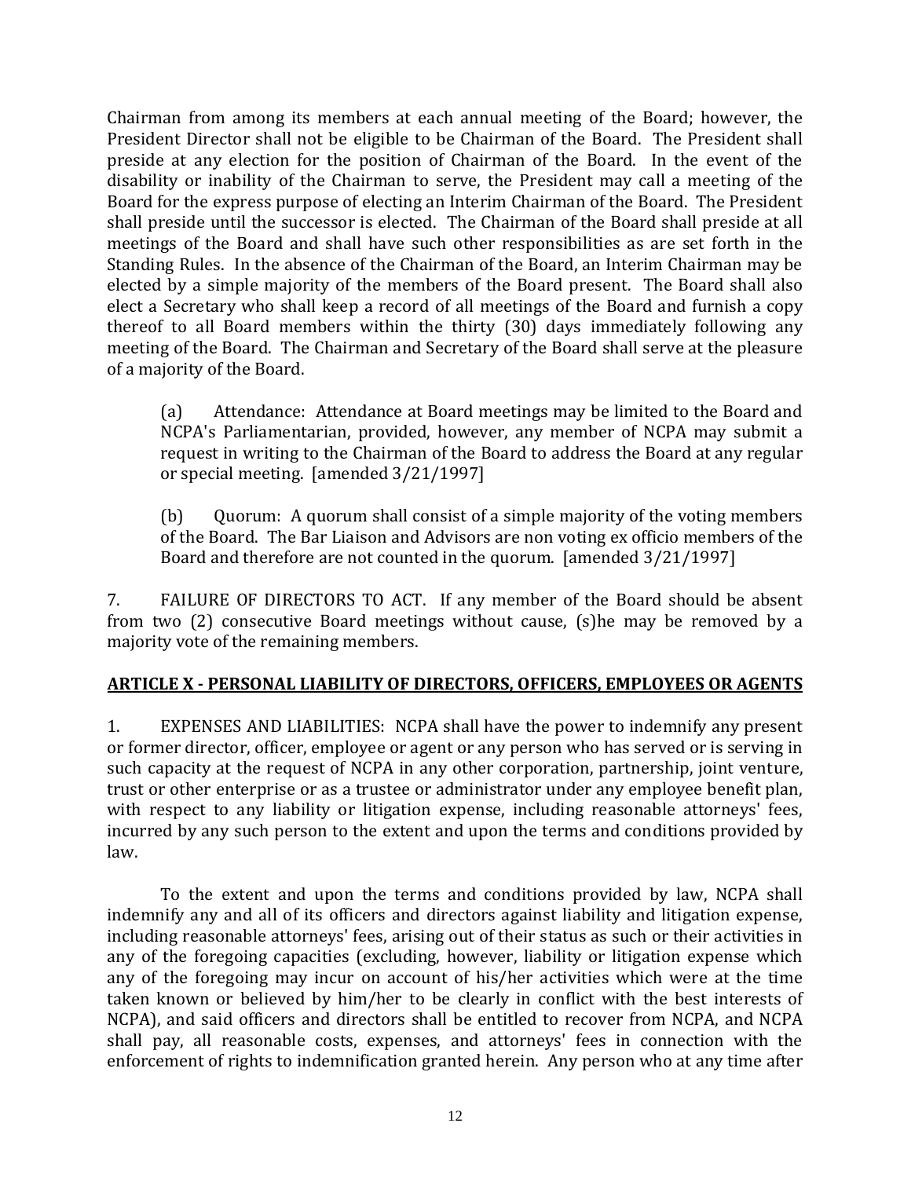Chairman from among its members at each annual meeting of the Board; however, the President Director shall not be eligible to be Chairman of the Board. The President shall preside at any election for the position of Chairman of the Board. In the event of the disability or inability of the Chairman to serve, the President may call a meeting of the Board for the express purpose of electing an Interim Chairman of the Board. The President shall preside until the successor is elected. The Chairman of the Board shall preside at all meetings of the Board and shall have such other responsibilities as are set forth in the Standing Rules. In the absence of the Chairman of the Board, an Interim Chairman may be elected by a simple majority of the members of the Board present. The Board shall also elect a Secretary who shall keep a record of all meetings of the Board and furnish a copy thereof to all Board members within the thirty (30) days immediately following any meeting of the Board. The Chairman and Secretary of the Board shall serve at the pleasure of a majority of the Board.

(a) Attendance: Attendance at Board meetings may be limited to the Board and NCPA's Parliamentarian, provided, however, any member of NCPA may submit a request in writing to the Chairman of the Board to address the Board at any regular or special meeting. [amended 3/21/1997]

(b) Quorum: A quorum shall consist of a simple majority of the voting members of the Board. The Bar Liaison and Advisors are non voting ex officio members of the Board and therefore are not counted in the quorum. [amended 3/21/1997]

7. FAILURE OF DIRECTORS TO ACT. If any member of the Board should be absent from two (2) consecutive Board meetings without cause, (s)he may be removed by a majority vote of the remaining members.

## ARTICLE X - PERSONAL LIABILITY OF DIRECTORS, OFFICERS, EMPLOYEES OR AGENTS

1. EXPENSES AND LIABILITIES: NCPA shall have the power to indemnify any present or former director, officer, employee or agent or any person who has served or is serving in such capacity at the request of NCPA in any other corporation, partnership, joint venture, trust or other enterprise or as a trustee or administrator under any employee benefit plan, with respect to any liability or litigation expense, including reasonable attorneys' fees, incurred by any such person to the extent and upon the terms and conditions provided by law.

To the extent and upon the terms and conditions provided by law, NCPA shall indemnify any and all of its officers and directors against liability and litigation expense, including reasonable attorneys' fees, arising out of their status as such or their activities in any of the foregoing capacities (excluding, however, liability or litigation expense which any of the foregoing may incur on account of his/her activities which were at the time taken known or believed by him/her to be clearly in conflict with the best interests of NCPA), and said officers and directors shall be entitled to recover from NCPA, and NCPA shall pay, all reasonable costs, expenses, and attorneys' fees in connection with the enforcement of rights to indemnification granted herein. Any person who at any time after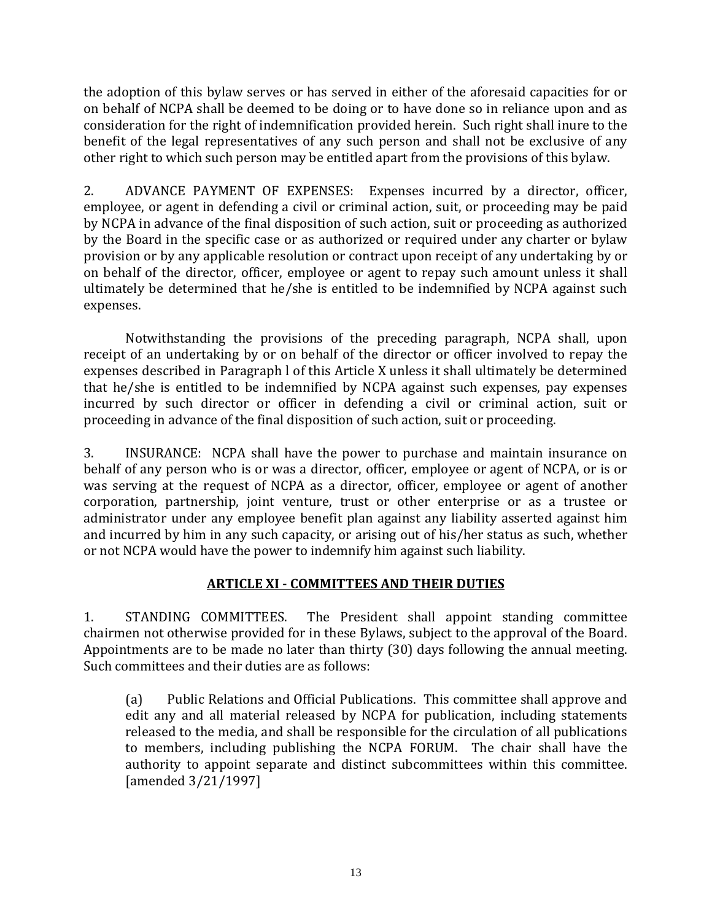the adoption of this bylaw serves or has served in either of the aforesaid capacities for or on behalf of NCPA shall be deemed to be doing or to have done so in reliance upon and as consideration for the right of indemnification provided herein. Such right shall inure to the benefit of the legal representatives of any such person and shall not be exclusive of any other right to which such person may be entitled apart from the provisions of this bylaw.

2. ADVANCE PAYMENT OF EXPENSES: Expenses incurred by a director, officer, employee, or agent in defending a civil or criminal action, suit, or proceeding may be paid by NCPA in advance of the final disposition of such action, suit or proceeding as authorized by the Board in the specific case or as authorized or required under any charter or bylaw provision or by any applicable resolution or contract upon receipt of any undertaking by or on behalf of the director, officer, employee or agent to repay such amount unless it shall ultimately be determined that he/she is entitled to be indemnified by NCPA against such expenses.

Notwithstanding the provisions of the preceding paragraph, NCPA shall, upon receipt of an undertaking by or on behalf of the director or officer involved to repay the expenses described in Paragraph l of this Article X unless it shall ultimately be determined that he/she is entitled to be indemnified by NCPA against such expenses, pay expenses incurred by such director or officer in defending a civil or criminal action, suit or proceeding in advance of the final disposition of such action, suit or proceeding.

3. INSURANCE: NCPA shall have the power to purchase and maintain insurance on behalf of any person who is or was a director, officer, employee or agent of NCPA, or is or was serving at the request of NCPA as a director, officer, employee or agent of another corporation, partnership, joint venture, trust or other enterprise or as a trustee or administrator under any employee benefit plan against any liability asserted against him and incurred by him in any such capacity, or arising out of his/her status as such, whether or not NCPA would have the power to indemnify him against such liability.

## ARTICLE XI - COMMITTEES AND THEIR DUTIES

1. STANDING COMMITTEES. The President shall appoint standing committee chairmen not otherwise provided for in these Bylaws, subject to the approval of the Board. Appointments are to be made no later than thirty (30) days following the annual meeting. Such committees and their duties are as follows:

(a) Public Relations and Official Publications. This committee shall approve and edit any and all material released by NCPA for publication, including statements released to the media, and shall be responsible for the circulation of all publications to members, including publishing the NCPA FORUM. The chair shall have the authority to appoint separate and distinct subcommittees within this committee. [amended 3/21/1997]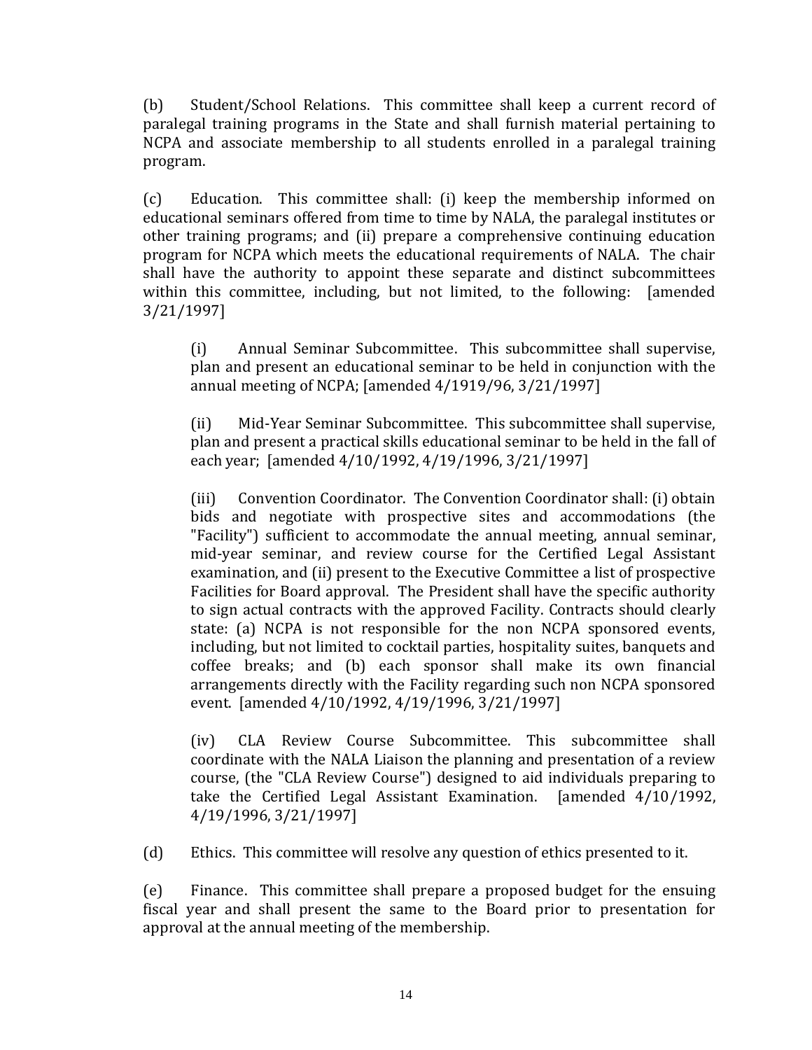(b) Student/School Relations. This committee shall keep a current record of paralegal training programs in the State and shall furnish material pertaining to NCPA and associate membership to all students enrolled in a paralegal training program.

(c) Education. This committee shall: (i) keep the membership informed on educational seminars offered from time to time by NALA, the paralegal institutes or other training programs; and (ii) prepare a comprehensive continuing education program for NCPA which meets the educational requirements of NALA. The chair shall have the authority to appoint these separate and distinct subcommittees within this committee, including, but not limited, to the following: [amended 3/21/1997]

> (i) Annual Seminar Subcommittee. This subcommittee shall supervise, plan and present an educational seminar to be held in conjunction with the annual meeting of NCPA; [amended 4/1919/96, 3/21/1997]
>
> (ii) Mid-Year Seminar Subcommittee. This subcommittee shall supervise, plan and present a practical skills educational seminar to be held in the fall of each year; [amended 4/10/1992, 4/19/1996, 3/21/1997]
>
> (iii) Convention Coordinator. The Convention Coordinator shall: (i) obtain bids and negotiate with prospective sites and accommodations (the "Facility") sufficient to accommodate the annual meeting, annual seminar, mid-year seminar, and review course for the Certified Legal Assistant examination, and (ii) present to the Executive Committee a list of prospective Facilities for Board approval. The President shall have the specific authority to sign actual contracts with the approved Facility. Contracts should clearly state: (a) NCPA is not responsible for the non NCPA sponsored events, including, but not limited to cocktail parties, hospitality suites, banquets and coffee breaks; and (b) each sponsor shall make its own financial arrangements directly with the Facility regarding such non NCPA sponsored event. [amended 4/10/1992, 4/19/1996, 3/21/1997]
>
> (iv) CLA Review Course Subcommittee. This subcommittee shall coordinate with the NALA Liaison the planning and presentation of a review course, (the "CLA Review Course") designed to aid individuals preparing to take the Certified Legal Assistant Examination. [amended 4/10/1992, 4/19/1996, 3/21/1997]

(d) Ethics. This committee will resolve any question of ethics presented to it.

(e) Finance. This committee shall prepare a proposed budget for the ensuing fiscal year and shall present the same to the Board prior to presentation for approval at the annual meeting of the membership.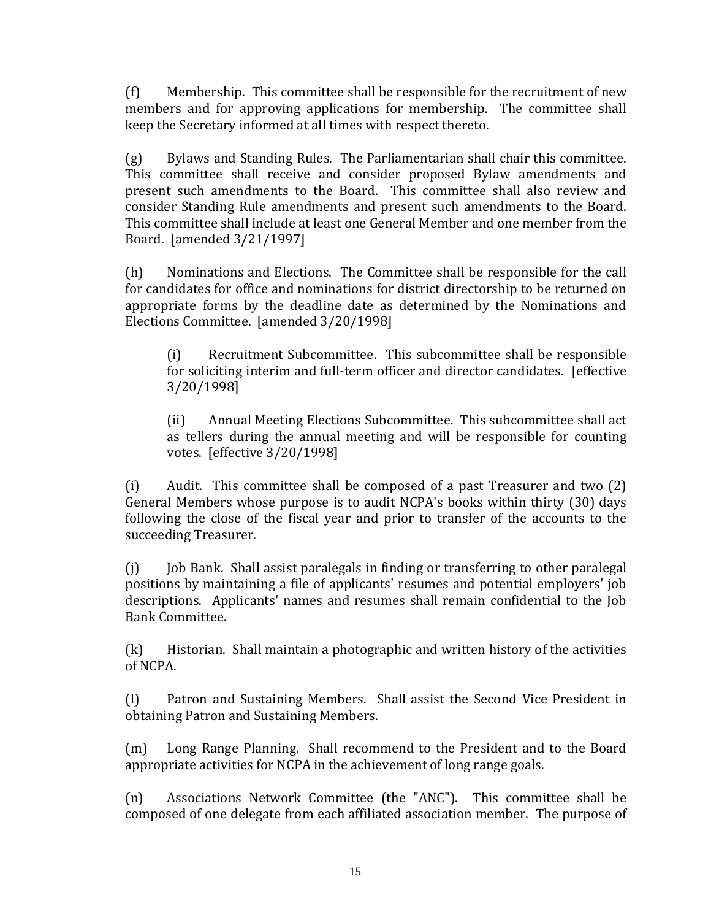(f) Membership. This committee shall be responsible for the recruitment of new members and for approving applications for membership. The committee shall keep the Secretary informed at all times with respect thereto.

(g) Bylaws and Standing Rules. The Parliamentarian shall chair this committee. This committee shall receive and consider proposed Bylaw amendments and present such amendments to the Board. This committee shall also review and consider Standing Rule amendments and present such amendments to the Board. This committee shall include at least one General Member and one member from the Board. [amended 3/21/1997]

(h) Nominations and Elections. The Committee shall be responsible for the call for candidates for office and nominations for district directorship to be returned on appropriate forms by the deadline date as determined by the Nominations and Elections Committee. [amended 3/20/1998]

> (i) Recruitment Subcommittee. This subcommittee shall be responsible for soliciting interim and full-term officer and director candidates. [effective 3/20/1998]
>
> (ii) Annual Meeting Elections Subcommittee. This subcommittee shall act as tellers during the annual meeting and will be responsible for counting votes. [effective 3/20/1998]

(i) Audit. This committee shall be composed of a past Treasurer and two (2) General Members whose purpose is to audit NCPA's books within thirty (30) days following the close of the fiscal year and prior to transfer of the accounts to the succeeding Treasurer.

(j) Job Bank. Shall assist paralegals in finding or transferring to other paralegal positions by maintaining a file of applicants' resumes and potential employers' job descriptions. Applicants' names and resumes shall remain confidential to the Job Bank Committee.

(k) Historian. Shall maintain a photographic and written history of the activities of NCPA.

(l) Patron and Sustaining Members. Shall assist the Second Vice President in obtaining Patron and Sustaining Members.

(m) Long Range Planning. Shall recommend to the President and to the Board appropriate activities for NCPA in the achievement of long range goals.

(n) Associations Network Committee (the "ANC"). This committee shall be composed of one delegate from each affiliated association member. The purpose of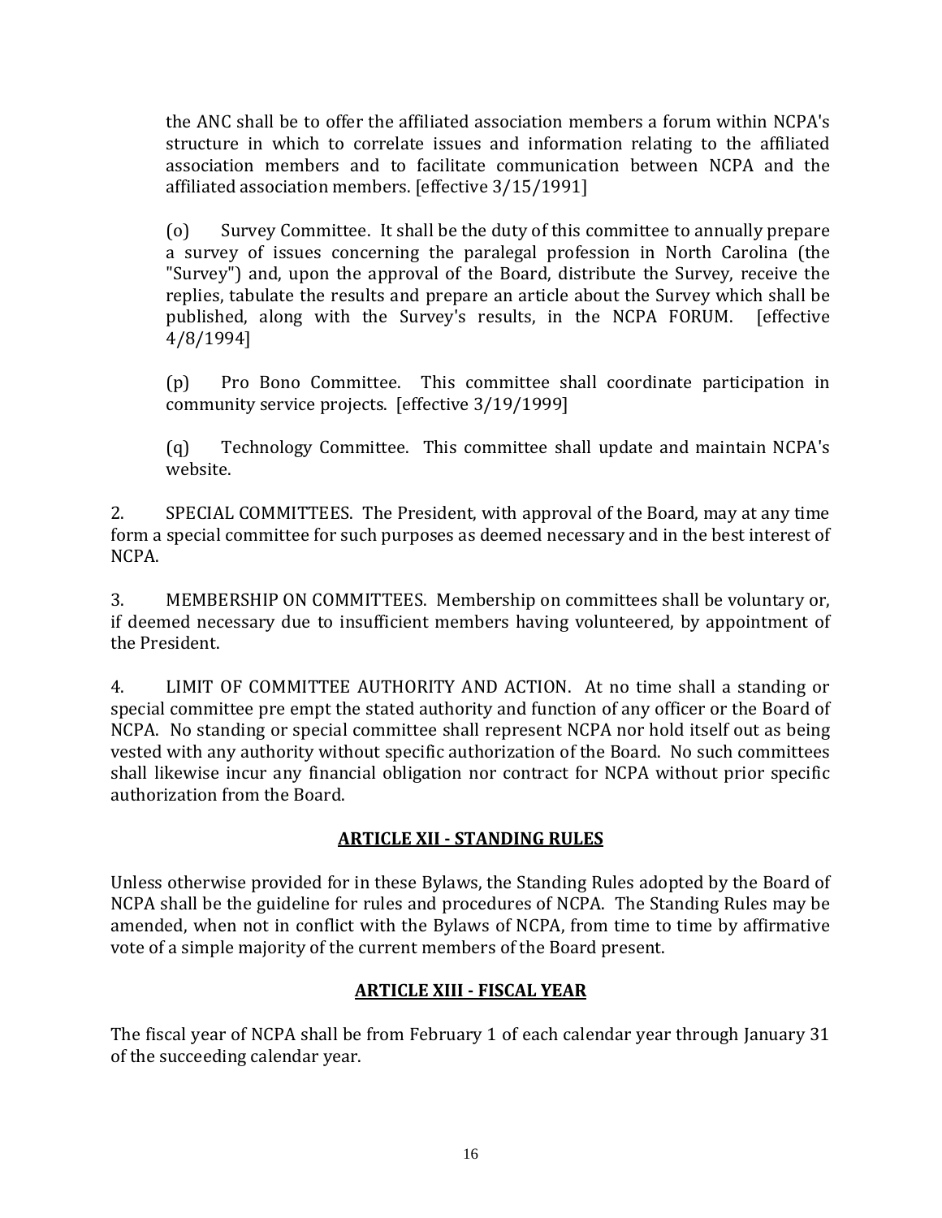the ANC shall be to offer the affiliated association members a forum within NCPA's structure in which to correlate issues and information relating to the affiliated association members and to facilitate communication between NCPA and the affiliated association members. [effective 3/15/1991]

(o) Survey Committee. It shall be the duty of this committee to annually prepare a survey of issues concerning the paralegal profession in North Carolina (the "Survey") and, upon the approval of the Board, distribute the Survey, receive the replies, tabulate the results and prepare an article about the Survey which shall be published, along with the Survey's results, in the NCPA FORUM. [effective 4/8/1994]

(p) Pro Bono Committee. This committee shall coordinate participation in community service projects. [effective 3/19/1999]

(q) Technology Committee. This committee shall update and maintain NCPA's website.

2. SPECIAL COMMITTEES. The President, with approval of the Board, may at any time form a special committee for such purposes as deemed necessary and in the best interest of NCPA.

3. MEMBERSHIP ON COMMITTEES. Membership on committees shall be voluntary or, if deemed necessary due to insufficient members having volunteered, by appointment of the President.

4. LIMIT OF COMMITTEE AUTHORITY AND ACTION. At no time shall a standing or special committee pre empt the stated authority and function of any officer or the Board of NCPA. No standing or special committee shall represent NCPA nor hold itself out as being vested with any authority without specific authorization of the Board. No such committees shall likewise incur any financial obligation nor contract for NCPA without prior specific authorization from the Board.

## ARTICLE XII - STANDING RULES

Unless otherwise provided for in these Bylaws, the Standing Rules adopted by the Board of NCPA shall be the guideline for rules and procedures of NCPA. The Standing Rules may be amended, when not in conflict with the Bylaws of NCPA, from time to time by affirmative vote of a simple majority of the current members of the Board present.

## ARTICLE XIII - FISCAL YEAR

The fiscal year of NCPA shall be from February 1 of each calendar year through January 31 of the succeeding calendar year.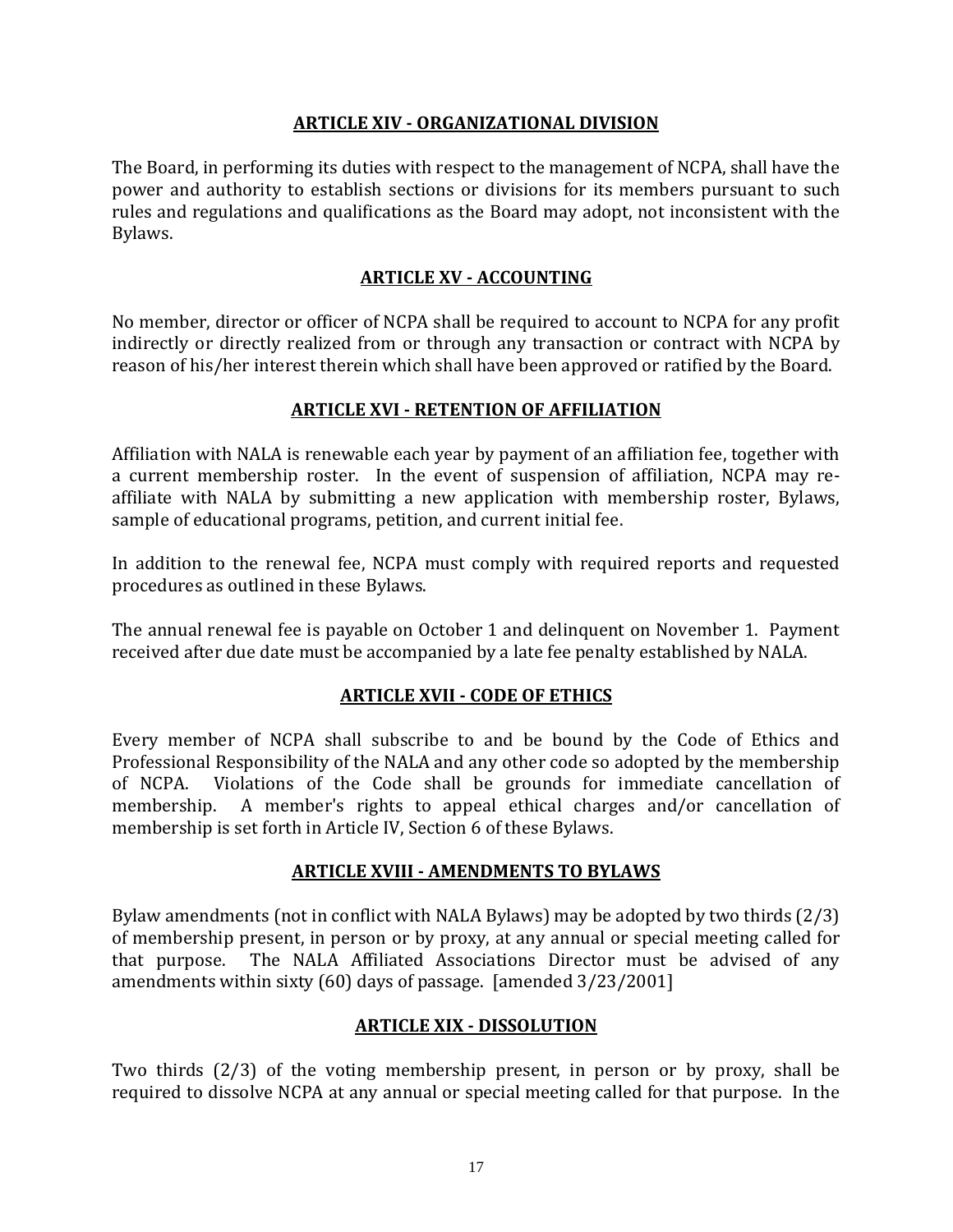## ARTICLE XIV - ORGANIZATIONAL DIVISION

The Board, in performing its duties with respect to the management of NCPA, shall have the power and authority to establish sections or divisions for its members pursuant to such rules and regulations and qualifications as the Board may adopt, not inconsistent with the Bylaws.

## ARTICLE XV - ACCOUNTING

No member, director or officer of NCPA shall be required to account to NCPA for any profit indirectly or directly realized from or through any transaction or contract with NCPA by reason of his/her interest therein which shall have been approved or ratified by the Board.

## ARTICLE XVI - RETENTION OF AFFILIATION

Affiliation with NALA is renewable each year by payment of an affiliation fee, together with a current membership roster. In the event of suspension of affiliation, NCPA may re-affiliate with NALA by submitting a new application with membership roster, Bylaws, sample of educational programs, petition, and current initial fee.

In addition to the renewal fee, NCPA must comply with required reports and requested procedures as outlined in these Bylaws.

The annual renewal fee is payable on October 1 and delinquent on November 1. Payment received after due date must be accompanied by a late fee penalty established by NALA.

## ARTICLE XVII - CODE OF ETHICS

Every member of NCPA shall subscribe to and be bound by the Code of Ethics and Professional Responsibility of the NALA and any other code so adopted by the membership of NCPA. Violations of the Code shall be grounds for immediate cancellation of membership. A member's rights to appeal ethical charges and/or cancellation of membership is set forth in Article IV, Section 6 of these Bylaws.

## ARTICLE XVIII - AMENDMENTS TO BYLAWS

Bylaw amendments (not in conflict with NALA Bylaws) may be adopted by two thirds (2/3) of membership present, in person or by proxy, at any annual or special meeting called for that purpose. The NALA Affiliated Associations Director must be advised of any amendments within sixty (60) days of passage. [amended 3/23/2001]

## ARTICLE XIX - DISSOLUTION

Two thirds (2/3) of the voting membership present, in person or by proxy, shall be required to dissolve NCPA at any annual or special meeting called for that purpose. In the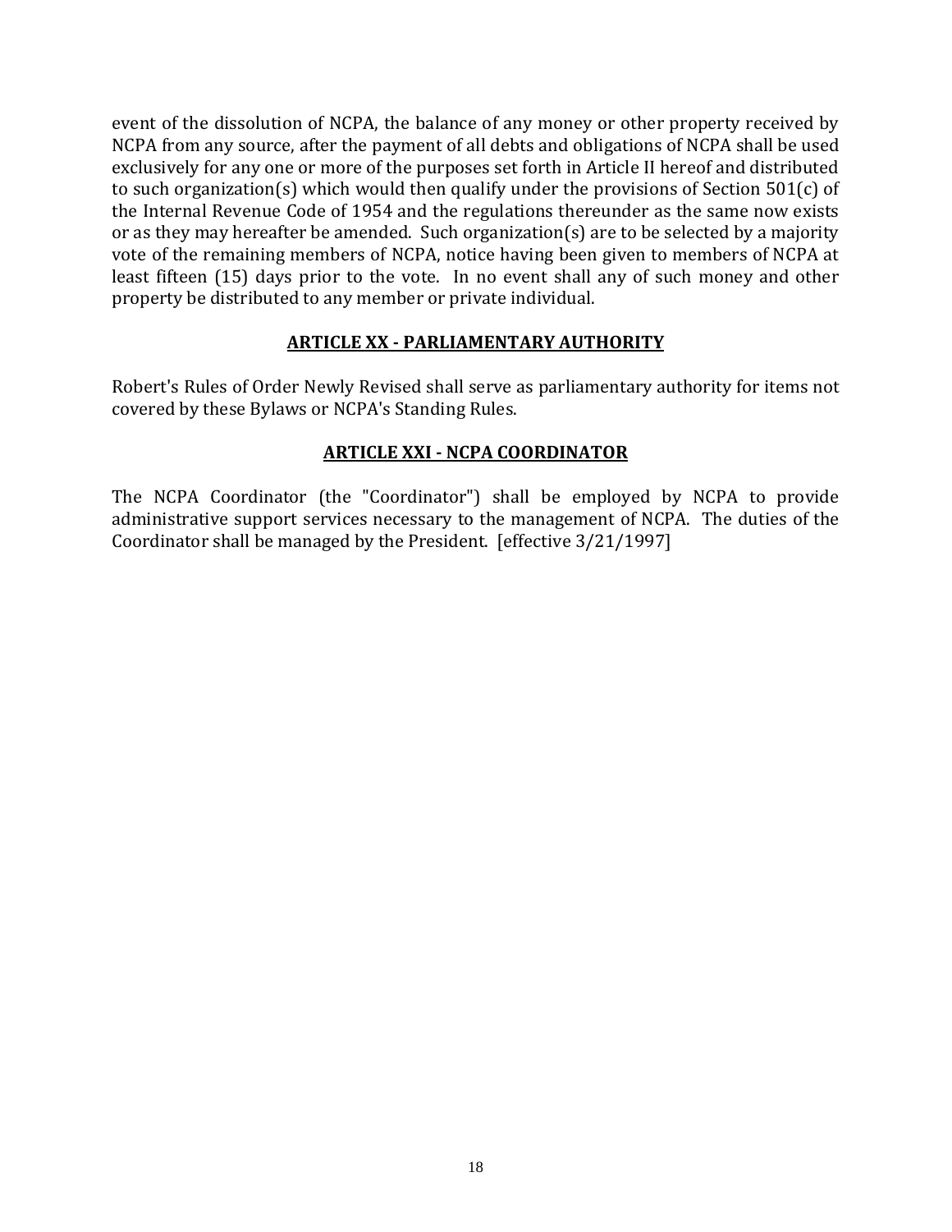event of the dissolution of NCPA, the balance of any money or other property received by NCPA from any source, after the payment of all debts and obligations of NCPA shall be used exclusively for any one or more of the purposes set forth in Article II hereof and distributed to such organization(s) which would then qualify under the provisions of Section 501(c) of the Internal Revenue Code of 1954 and the regulations thereunder as the same now exists or as they may hereafter be amended. Such organization(s) are to be selected by a majority vote of the remaining members of NCPA, notice having been given to members of NCPA at least fifteen (15) days prior to the vote. In no event shall any of such money and other property be distributed to any member or private individual.

## ARTICLE XX - PARLIAMENTARY AUTHORITY

Robert's Rules of Order Newly Revised shall serve as parliamentary authority for items not covered by these Bylaws or NCPA's Standing Rules.

## ARTICLE XXI - NCPA COORDINATOR

The NCPA Coordinator (the "Coordinator") shall be employed by NCPA to provide administrative support services necessary to the management of NCPA. The duties of the Coordinator shall be managed by the President. [effective 3/21/1997]